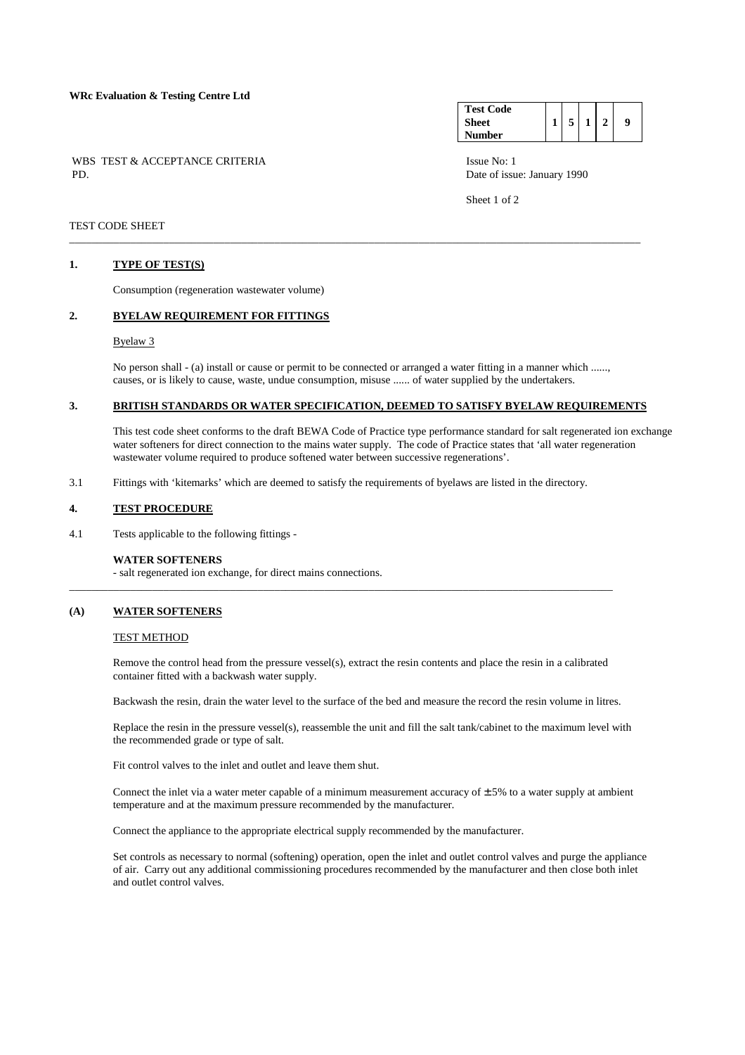**WRc Evaluation & Testing Centre Ltd**

| **Test Code Sheet Number** | **1** | **5** | **1** | **2** | **9** |
|---|---|---|---|---|---|

WBS TEST & ACCEPTANCE CRITERIA
PD.

Issue No: 1
Date of issue: January 1990

Sheet 1 of 2

TEST CODE SHEET

---

## 1. TYPE OF TEST(S)

Consumption (regeneration wastewater volume)

## 2. BYELAW REQUIREMENT FOR FITTINGS

Byelaw 3

No person shall - (a) install or cause or permit to be connected or arranged a water fitting in a manner which ......, causes, or is likely to cause, waste, undue consumption, misuse ...... of water supplied by the undertakers.

## 3. BRITISH STANDARDS OR WATER SPECIFICATION, DEEMED TO SATISFY BYELAW REQUIREMENTS

This test code sheet conforms to the draft BEWA Code of Practice type performance standard for salt regenerated ion exchange water softeners for direct connection to the mains water supply. The code of Practice states that 'all water regeneration wastewater volume required to produce softened water between successive regenerations'.

3.1 Fittings with 'kitemarks' which are deemed to satisfy the requirements of byelaws are listed in the directory.

## 4. TEST PROCEDURE

4.1 Tests applicable to the following fittings -

**WATER SOFTENERS**
- salt regenerated ion exchange, for direct mains connections.

---

## (A) WATER SOFTENERS

TEST METHOD

Remove the control head from the pressure vessel(s), extract the resin contents and place the resin in a calibrated container fitted with a backwash water supply.

Backwash the resin, drain the water level to the surface of the bed and measure the record the resin volume in litres.

Replace the resin in the pressure vessel(s), reassemble the unit and fill the salt tank/cabinet to the maximum level with the recommended grade or type of salt.

Fit control valves to the inlet and outlet and leave them shut.

Connect the inlet via a water meter capable of a minimum measurement accuracy of $\pm 5\%$ to a water supply at ambient temperature and at the maximum pressure recommended by the manufacturer.

Connect the appliance to the appropriate electrical supply recommended by the manufacturer.

Set controls as necessary to normal (softening) operation, open the inlet and outlet control valves and purge the appliance of air. Carry out any additional commissioning procedures recommended by the manufacturer and then close both inlet and outlet control valves.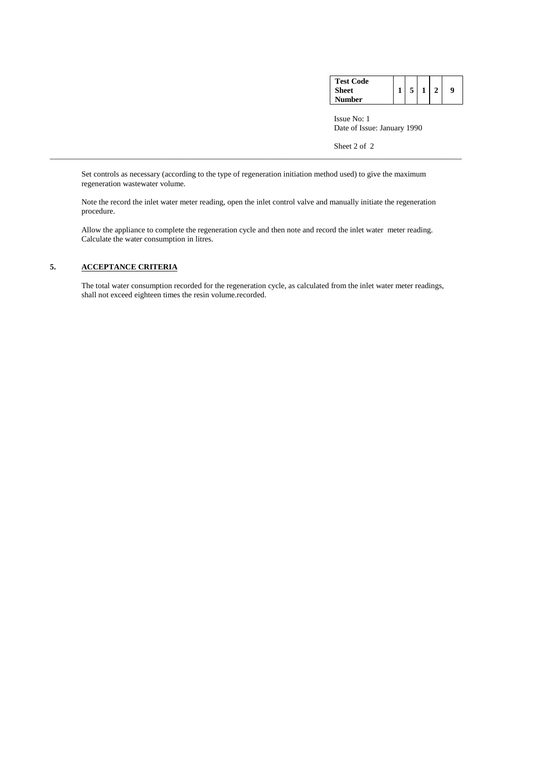Set controls as necessary (according to the type of regeneration initiation method used) to give the maximum regeneration wastewater volume.

Note the record the inlet water meter reading, open the inlet control valve and manually initiate the regeneration procedure.

Allow the appliance to complete the regeneration cycle and then note and record the inlet water meter reading. Calculate the water consumption in litres.

## 5. ACCEPTANCE CRITERIA

The total water consumption recorded for the regeneration cycle, as calculated from the inlet water meter readings, shall not exceed eighteen times the resin volume.recorded.